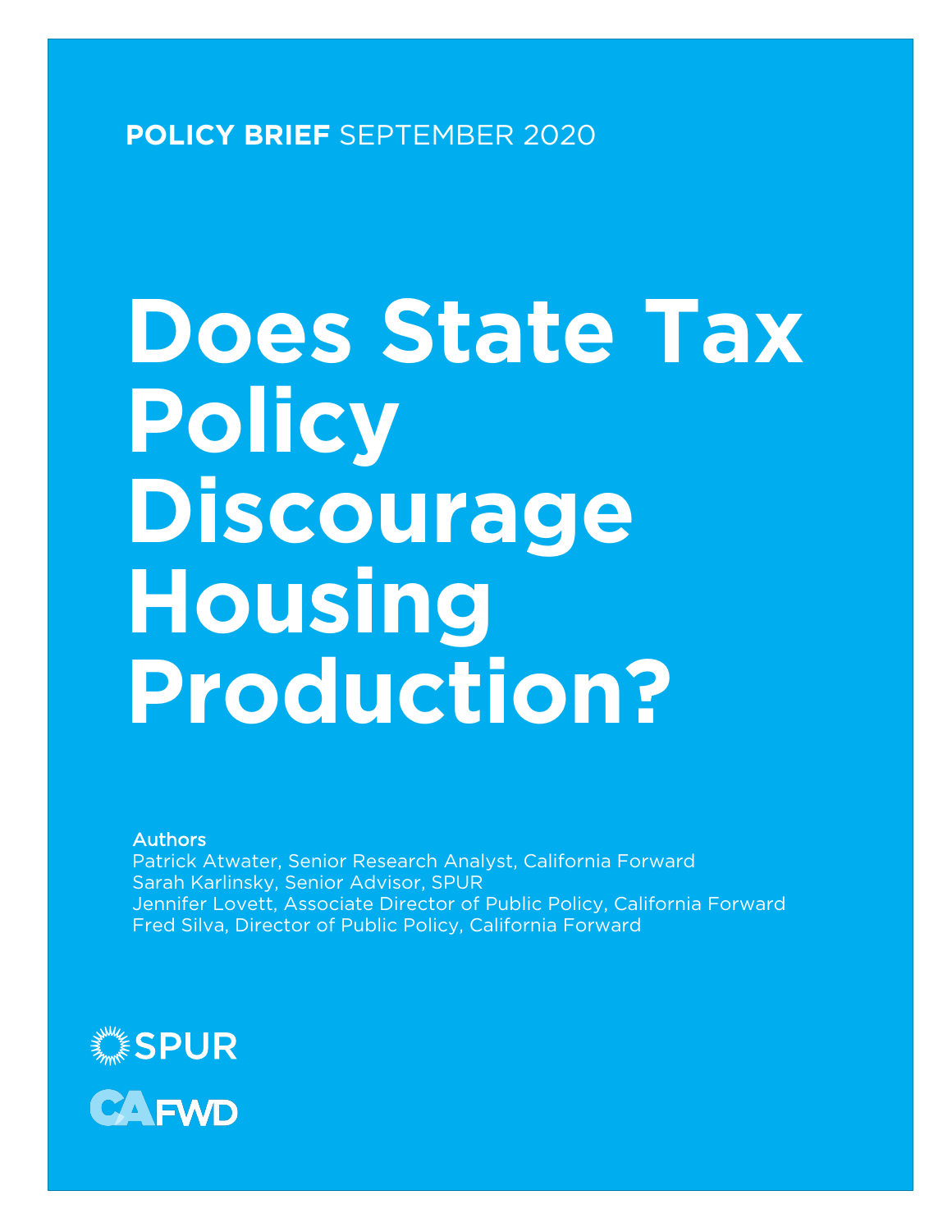**POLICY BRIEF** SEPTEMBER 2020

# Does State Tax Policy Discourage Housing Production?

Authors

Patrick Atwater, Senior Research Analyst, California Forward

Sarah Karlinsky, Senior Advisor, SPUR

Jennifer Lovett, Associate Director of Public Policy, California Forward

Fred Silva, Director of Public Policy, California Forward

SPUR

CAFWD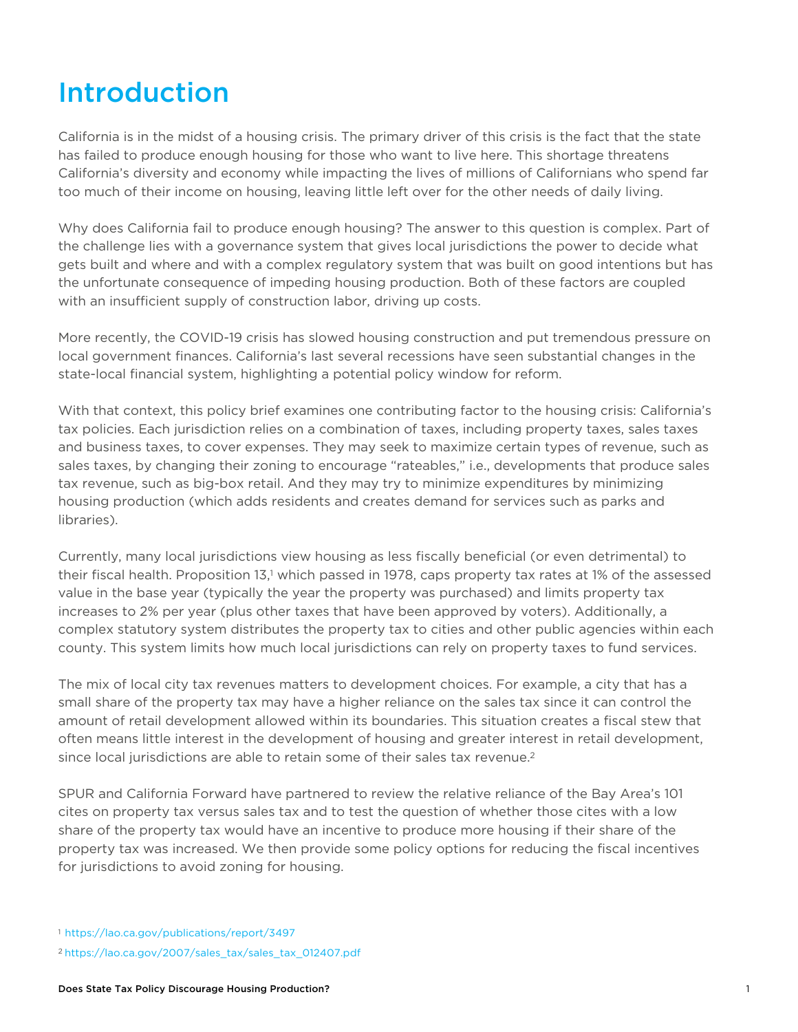# Introduction

California is in the midst of a housing crisis. The primary driver of this crisis is the fact that the state has failed to produce enough housing for those who want to live here. This shortage threatens California's diversity and economy while impacting the lives of millions of Californians who spend far too much of their income on housing, leaving little left over for the other needs of daily living.

Why does California fail to produce enough housing? The answer to this question is complex. Part of the challenge lies with a governance system that gives local jurisdictions the power to decide what gets built and where and with a complex regulatory system that was built on good intentions but has the unfortunate consequence of impeding housing production. Both of these factors are coupled with an insufficient supply of construction labor, driving up costs.

More recently, the COVID-19 crisis has slowed housing construction and put tremendous pressure on local government finances. California's last several recessions have seen substantial changes in the state-local financial system, highlighting a potential policy window for reform.

With that context, this policy brief examines one contributing factor to the housing crisis: California's tax policies. Each jurisdiction relies on a combination of taxes, including property taxes, sales taxes and business taxes, to cover expenses. They may seek to maximize certain types of revenue, such as sales taxes, by changing their zoning to encourage "rateables," i.e., developments that produce sales tax revenue, such as big-box retail. And they may try to minimize expenditures by minimizing housing production (which adds residents and creates demand for services such as parks and libraries).

Currently, many local jurisdictions view housing as less fiscally beneficial (or even detrimental) to their fiscal health. Proposition 13,[1] which passed in 1978, caps property tax rates at 1% of the assessed value in the base year (typically the year the property was purchased) and limits property tax increases to 2% per year (plus other taxes that have been approved by voters). Additionally, a complex statutory system distributes the property tax to cities and other public agencies within each county. This system limits how much local jurisdictions can rely on property taxes to fund services.

The mix of local city tax revenues matters to development choices. For example, a city that has a small share of the property tax may have a higher reliance on the sales tax since it can control the amount of retail development allowed within its boundaries. This situation creates a fiscal stew that often means little interest in the development of housing and greater interest in retail development, since local jurisdictions are able to retain some of their sales tax revenue.[2]

SPUR and California Forward have partnered to review the relative reliance of the Bay Area's 101 cites on property tax versus sales tax and to test the question of whether those cites with a low share of the property tax would have an incentive to produce more housing if their share of the property tax was increased. We then provide some policy options for reducing the fiscal incentives for jurisdictions to avoid zoning for housing.

[1] https://lao.ca.gov/publications/report/3497

[2] https://lao.ca.gov/2007/sales_tax/sales_tax_012407.pdf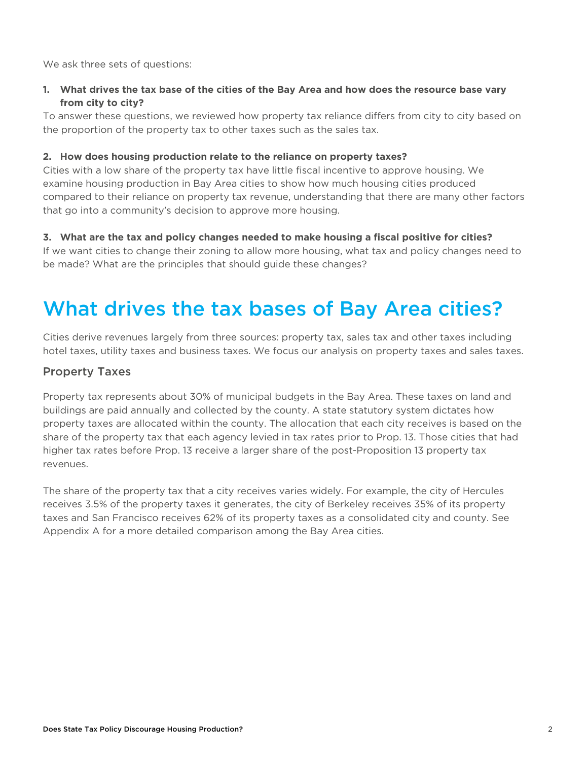We ask three sets of questions:

1. **What drives the tax base of the cities of the Bay Area and how does the resource base vary from city to city?**

To answer these questions, we reviewed how property tax reliance differs from city to city based on the proportion of the property tax to other taxes such as the sales tax.

2. **How does housing production relate to the reliance on property taxes?**

Cities with a low share of the property tax have little fiscal incentive to approve housing. We examine housing production in Bay Area cities to show how much housing cities produced compared to their reliance on property tax revenue, understanding that there are many other factors that go into a community's decision to approve more housing.

3. **What are the tax and policy changes needed to make housing a fiscal positive for cities?**

If we want cities to change their zoning to allow more housing, what tax and policy changes need to be made? What are the principles that should guide these changes?

# What drives the tax bases of Bay Area cities?

Cities derive revenues largely from three sources: property tax, sales tax and other taxes including hotel taxes, utility taxes and business taxes. We focus our analysis on property taxes and sales taxes.

## Property Taxes

Property tax represents about 30% of municipal budgets in the Bay Area. These taxes on land and buildings are paid annually and collected by the county. A state statutory system dictates how property taxes are allocated within the county. The allocation that each city receives is based on the share of the property tax that each agency levied in tax rates prior to Prop. 13. Those cities that had higher tax rates before Prop. 13 receive a larger share of the post-Proposition 13 property tax revenues.

The share of the property tax that a city receives varies widely. For example, the city of Hercules receives 3.5% of the property taxes it generates, the city of Berkeley receives 35% of its property taxes and San Francisco receives 62% of its property taxes as a consolidated city and county. See Appendix A for a more detailed comparison among the Bay Area cities.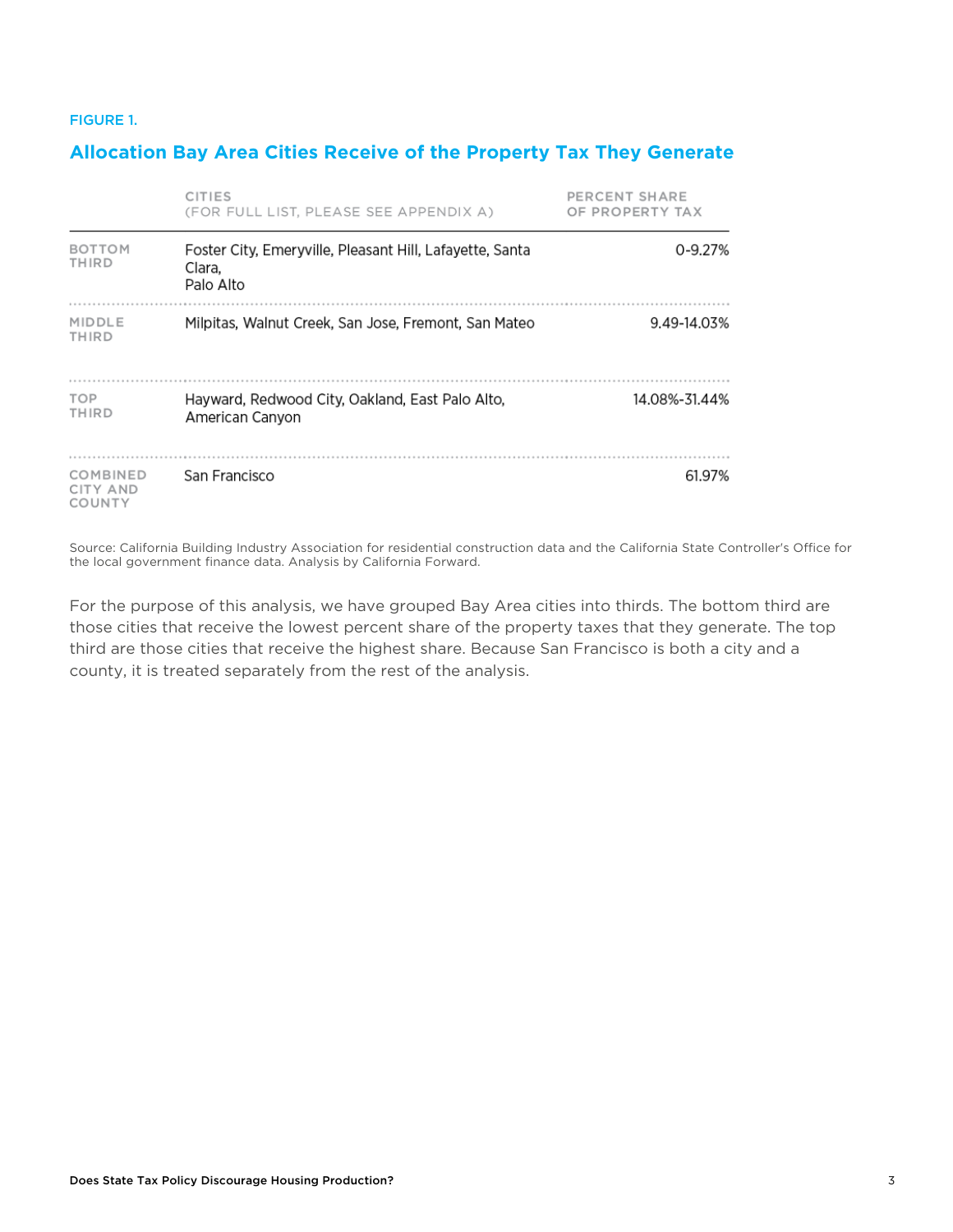FIGURE 1.

## Allocation Bay Area Cities Receive of the Property Tax They Generate

| | CITIES (FOR FULL LIST, PLEASE SEE APPENDIX A) | PERCENT SHARE OF PROPERTY TAX |
|---|---|---|
| BOTTOM THIRD | Foster City, Emeryville, Pleasant Hill, Lafayette, Santa Clara, Palo Alto | 0-9.27% |
| MIDDLE THIRD | Milpitas, Walnut Creek, San Jose, Fremont, San Mateo | 9.49-14.03% |
| TOP THIRD | Hayward, Redwood City, Oakland, East Palo Alto, American Canyon | 14.08%-31.44% |
| COMBINED CITY AND COUNTY | San Francisco | 61.97% |

Source: California Building Industry Association for residential construction data and the California State Controller's Office for the local government finance data. Analysis by California Forward.

For the purpose of this analysis, we have grouped Bay Area cities into thirds. The bottom third are those cities that receive the lowest percent share of the property taxes that they generate. The top third are those cities that receive the highest share. Because San Francisco is both a city and a county, it is treated separately from the rest of the analysis.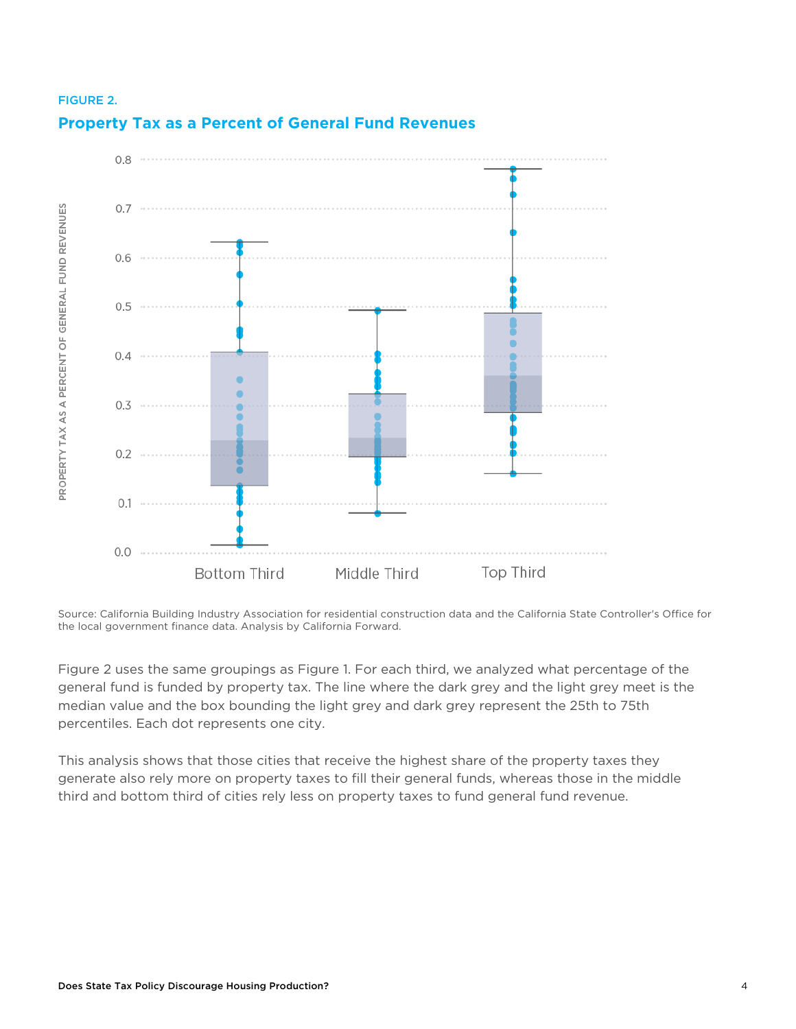FIGURE 2.

## Property Tax as a Percent of General Fund Revenues

Source: California Building Industry Association for residential construction data and the California State Controller's Office for the local government finance data. Analysis by California Forward.

Figure 2 uses the same groupings as Figure 1. For each third, we analyzed what percentage of the general fund is funded by property tax. The line where the dark grey and the light grey meet is the median value and the box bounding the light grey and dark grey represent the 25th to 75th percentiles. Each dot represents one city.

This analysis shows that those cities that receive the highest share of the property taxes they generate also rely more on property taxes to fill their general funds, whereas those in the middle third and bottom third of cities rely less on property taxes to fund general fund revenue.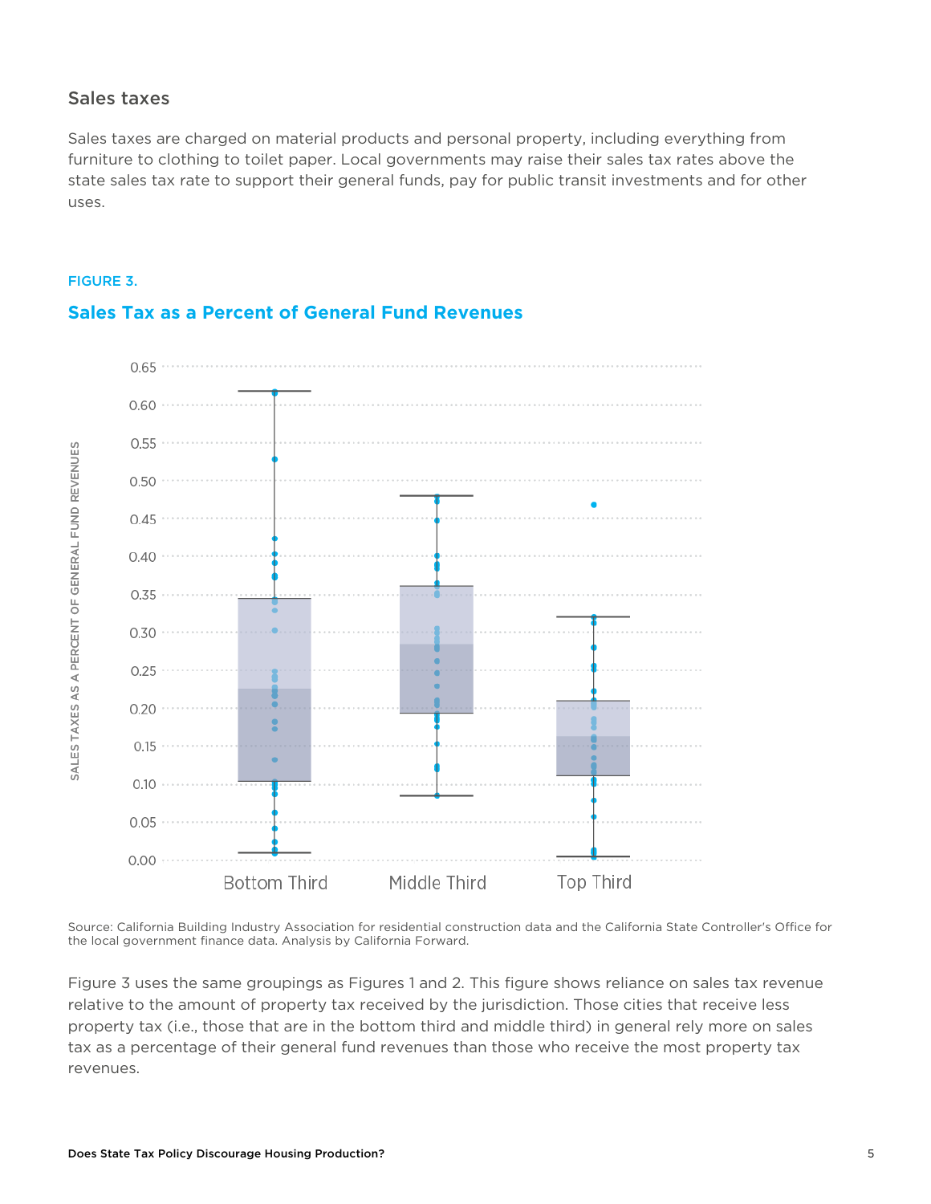## Sales taxes

Sales taxes are charged on material products and personal property, including everything from furniture to clothing to toilet paper. Local governments may raise their sales tax rates above the state sales tax rate to support their general funds, pay for public transit investments and for other uses.

FIGURE 3.

### Sales Tax as a Percent of General Fund Revenues

Source: California Building Industry Association for residential construction data and the California State Controller's Office for the local government finance data. Analysis by California Forward.

Figure 3 uses the same groupings as Figures 1 and 2. This figure shows reliance on sales tax revenue relative to the amount of property tax received by the jurisdiction. Those cities that receive less property tax (i.e., those that are in the bottom third and middle third) in general rely more on sales tax as a percentage of their general fund revenues than those who receive the most property tax revenues.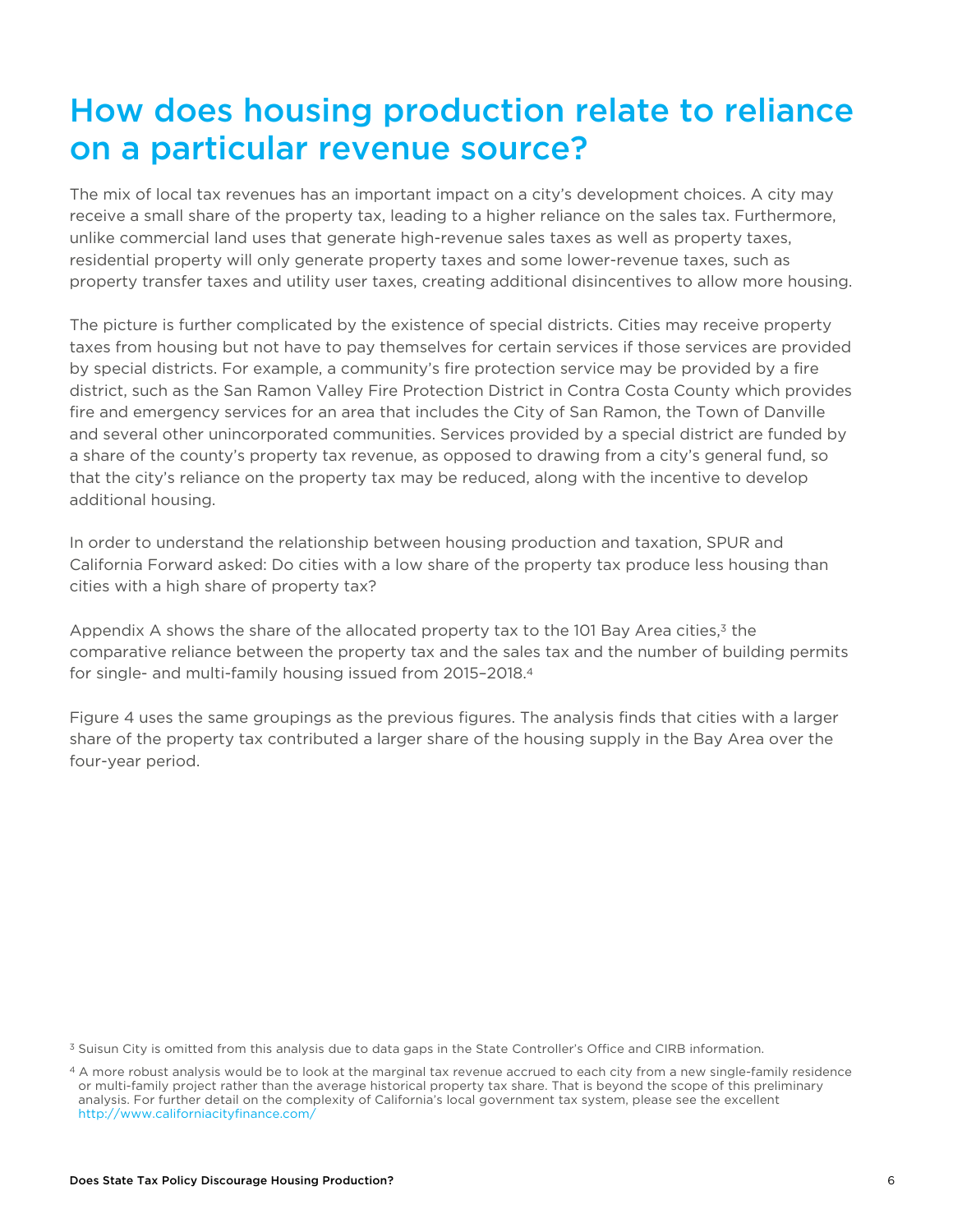# How does housing production relate to reliance on a particular revenue source?

The mix of local tax revenues has an important impact on a city's development choices. A city may receive a small share of the property tax, leading to a higher reliance on the sales tax. Furthermore, unlike commercial land uses that generate high-revenue sales taxes as well as property taxes, residential property will only generate property taxes and some lower-revenue taxes, such as property transfer taxes and utility user taxes, creating additional disincentives to allow more housing.

The picture is further complicated by the existence of special districts. Cities may receive property taxes from housing but not have to pay themselves for certain services if those services are provided by special districts. For example, a community's fire protection service may be provided by a fire district, such as the San Ramon Valley Fire Protection District in Contra Costa County which provides fire and emergency services for an area that includes the City of San Ramon, the Town of Danville and several other unincorporated communities. Services provided by a special district are funded by a share of the county's property tax revenue, as opposed to drawing from a city's general fund, so that the city's reliance on the property tax may be reduced, along with the incentive to develop additional housing.

In order to understand the relationship between housing production and taxation, SPUR and California Forward asked: Do cities with a low share of the property tax produce less housing than cities with a high share of property tax?

Appendix A shows the share of the allocated property tax to the 101 Bay Area cities,[3] the comparative reliance between the property tax and the sales tax and the number of building permits for single- and multi-family housing issued from 2015–2018.[4]

Figure 4 uses the same groupings as the previous figures. The analysis finds that cities with a larger share of the property tax contributed a larger share of the housing supply in the Bay Area over the four-year period.

[3] Suisun City is omitted from this analysis due to data gaps in the State Controller's Office and CIRB information.

[4] A more robust analysis would be to look at the marginal tax revenue accrued to each city from a new single-family residence or multi-family project rather than the average historical property tax share. That is beyond the scope of this preliminary analysis. For further detail on the complexity of California's local government tax system, please see the excellent http://www.californiacityfinance.com/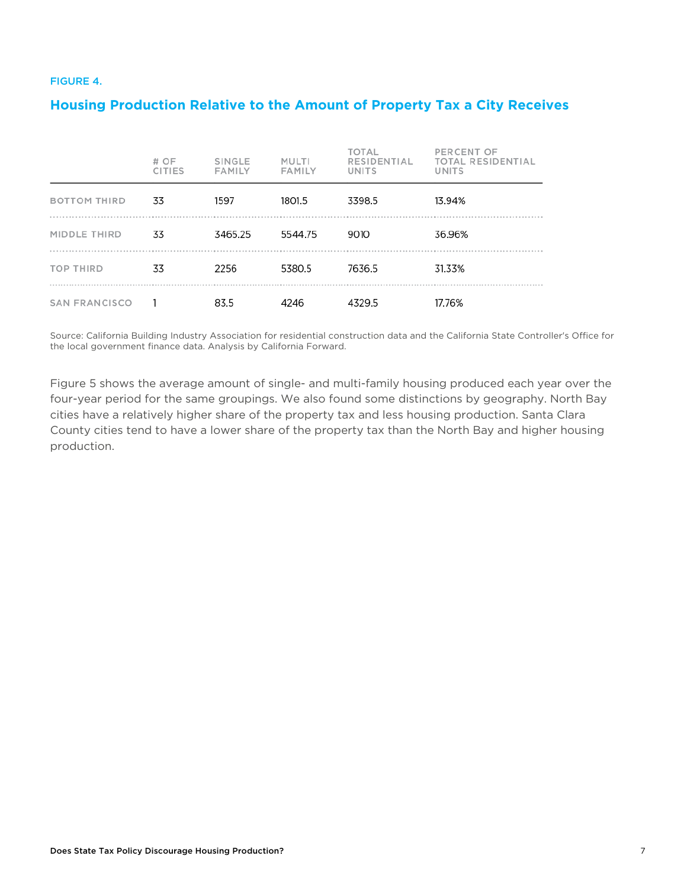FIGURE 4.

## Housing Production Relative to the Amount of Property Tax a City Receives

| | # OF CITIES | SINGLE FAMILY | MULTI FAMILY | TOTAL RESIDENTIAL UNITS | PERCENT OF TOTAL RESIDENTIAL UNITS |
|---|---|---|---|---|---|
| BOTTOM THIRD | 33 | 1597 | 1801.5 | 3398.5 | 13.94% |
| MIDDLE THIRD | 33 | 3465.25 | 5544.75 | 9010 | 36.96% |
| TOP THIRD | 33 | 2256 | 5380.5 | 7636.5 | 31.33% |
| SAN FRANCISCO | 1 | 83.5 | 4246 | 4329.5 | 17.76% |

Source: California Building Industry Association for residential construction data and the California State Controller's Office for the local government finance data. Analysis by California Forward.

Figure 5 shows the average amount of single- and multi-family housing produced each year over the four-year period for the same groupings. We also found some distinctions by geography. North Bay cities have a relatively higher share of the property tax and less housing production. Santa Clara County cities tend to have a lower share of the property tax than the North Bay and higher housing production.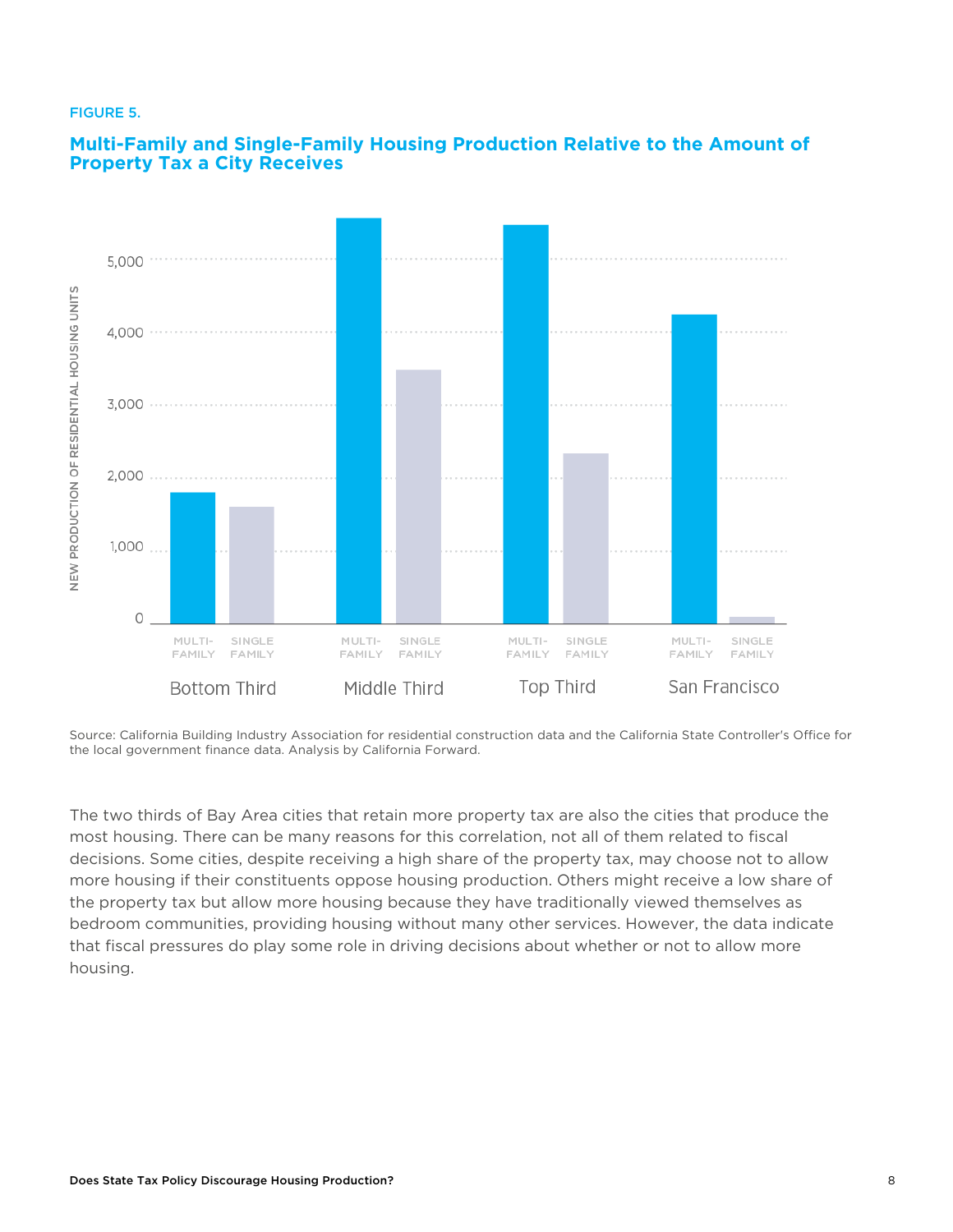FIGURE 5.

## Multi-Family and Single-Family Housing Production Relative to the Amount of Property Tax a City Receives

Source: California Building Industry Association for residential construction data and the California State Controller's Office for the local government finance data. Analysis by California Forward.

The two thirds of Bay Area cities that retain more property tax are also the cities that produce the most housing. There can be many reasons for this correlation, not all of them related to fiscal decisions. Some cities, despite receiving a high share of the property tax, may choose not to allow more housing if their constituents oppose housing production. Others might receive a low share of the property tax but allow more housing because they have traditionally viewed themselves as bedroom communities, providing housing without many other services. However, the data indicate that fiscal pressures do play some role in driving decisions about whether or not to allow more housing.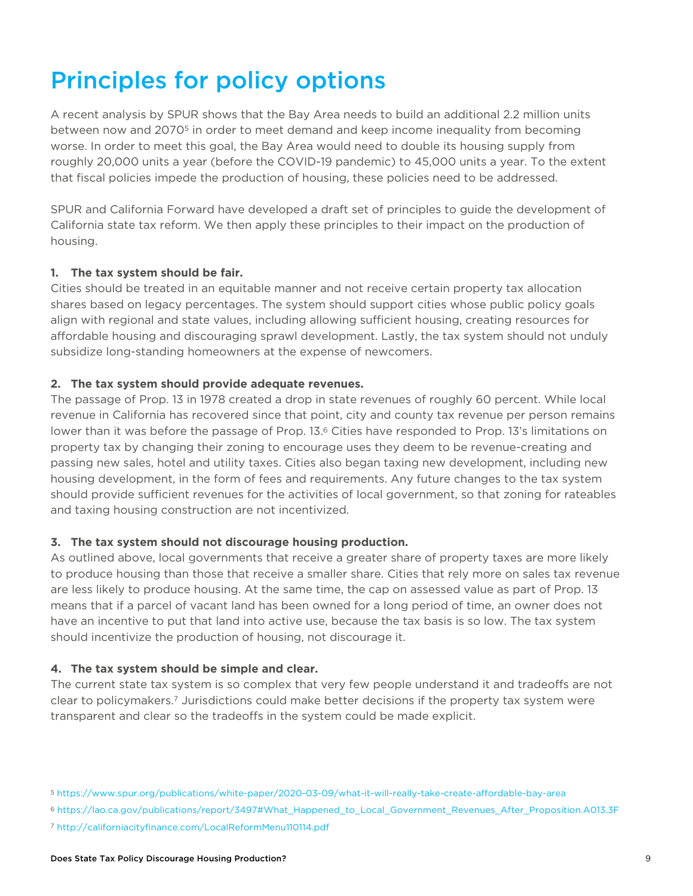# Principles for policy options

A recent analysis by SPUR shows that the Bay Area needs to build an additional 2.2 million units between now and 2070[5] in order to meet demand and keep income inequality from becoming worse. In order to meet this goal, the Bay Area would need to double its housing supply from roughly 20,000 units a year (before the COVID-19 pandemic) to 45,000 units a year. To the extent that fiscal policies impede the production of housing, these policies need to be addressed.

SPUR and California Forward have developed a draft set of principles to guide the development of California state tax reform. We then apply these principles to their impact on the production of housing.

**1. The tax system should be fair.**
Cities should be treated in an equitable manner and not receive certain property tax allocation shares based on legacy percentages. The system should support cities whose public policy goals align with regional and state values, including allowing sufficient housing, creating resources for affordable housing and discouraging sprawl development. Lastly, the tax system should not unduly subsidize long-standing homeowners at the expense of newcomers.

**2. The tax system should provide adequate revenues.**
The passage of Prop. 13 in 1978 created a drop in state revenues of roughly 60 percent. While local revenue in California has recovered since that point, city and county tax revenue per person remains lower than it was before the passage of Prop. 13.[6] Cities have responded to Prop. 13's limitations on property tax by changing their zoning to encourage uses they deem to be revenue-creating and passing new sales, hotel and utility taxes. Cities also began taxing new development, including new housing development, in the form of fees and requirements. Any future changes to the tax system should provide sufficient revenues for the activities of local government, so that zoning for rateables and taxing housing construction are not incentivized.

**3. The tax system should not discourage housing production.**
As outlined above, local governments that receive a greater share of property taxes are more likely to produce housing than those that receive a smaller share. Cities that rely more on sales tax revenue are less likely to produce housing. At the same time, the cap on assessed value as part of Prop. 13 means that if a parcel of vacant land has been owned for a long period of time, an owner does not have an incentive to put that land into active use, because the tax basis is so low. The tax system should incentivize the production of housing, not discourage it.

**4. The tax system should be simple and clear.**
The current state tax system is so complex that very few people understand it and tradeoffs are not clear to policymakers.[7] Jurisdictions could make better decisions if the property tax system were transparent and clear so the tradeoffs in the system could be made explicit.

[5] https://www.spur.org/publications/white-paper/2020-03-09/what-it-will-really-take-create-affordable-bay-area

[6] https://lao.ca.gov/publications/report/3497#What_Happened_to_Local_Government_Revenues_After_Proposition.A013.3F

[7] http://californiacityfinance.com/LocalReformMenu110114.pdf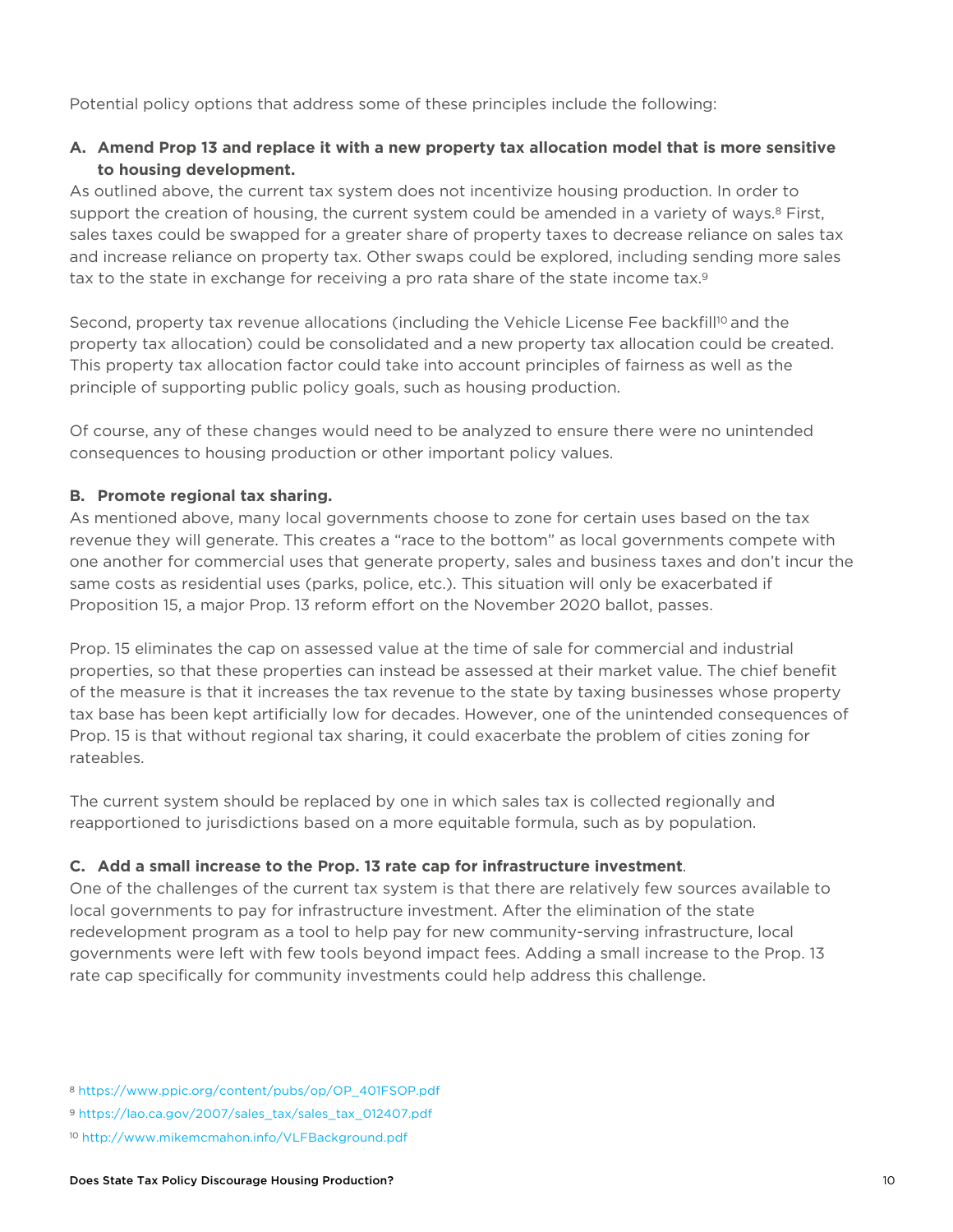Potential policy options that address some of these principles include the following:

**A. Amend Prop 13 and replace it with a new property tax allocation model that is more sensitive to housing development.**

As outlined above, the current tax system does not incentivize housing production. In order to support the creation of housing, the current system could be amended in a variety of ways.[8] First, sales taxes could be swapped for a greater share of property taxes to decrease reliance on sales tax and increase reliance on property tax. Other swaps could be explored, including sending more sales tax to the state in exchange for receiving a pro rata share of the state income tax.[9]

Second, property tax revenue allocations (including the Vehicle License Fee backfill[10] and the property tax allocation) could be consolidated and a new property tax allocation could be created. This property tax allocation factor could take into account principles of fairness as well as the principle of supporting public policy goals, such as housing production.

Of course, any of these changes would need to be analyzed to ensure there were no unintended consequences to housing production or other important policy values.

**B. Promote regional tax sharing.**

As mentioned above, many local governments choose to zone for certain uses based on the tax revenue they will generate. This creates a "race to the bottom" as local governments compete with one another for commercial uses that generate property, sales and business taxes and don't incur the same costs as residential uses (parks, police, etc.). This situation will only be exacerbated if Proposition 15, a major Prop. 13 reform effort on the November 2020 ballot, passes.

Prop. 15 eliminates the cap on assessed value at the time of sale for commercial and industrial properties, so that these properties can instead be assessed at their market value. The chief benefit of the measure is that it increases the tax revenue to the state by taxing businesses whose property tax base has been kept artificially low for decades. However, one of the unintended consequences of Prop. 15 is that without regional tax sharing, it could exacerbate the problem of cities zoning for rateables.

The current system should be replaced by one in which sales tax is collected regionally and reapportioned to jurisdictions based on a more equitable formula, such as by population.

**C. Add a small increase to the Prop. 13 rate cap for infrastructure investment**.

One of the challenges of the current tax system is that there are relatively few sources available to local governments to pay for infrastructure investment. After the elimination of the state redevelopment program as a tool to help pay for new community-serving infrastructure, local governments were left with few tools beyond impact fees. Adding a small increase to the Prop. 13 rate cap specifically for community investments could help address this challenge.

[8] https://www.ppic.org/content/pubs/op/OP_401FSOP.pdf

[9] https://lao.ca.gov/2007/sales_tax/sales_tax_012407.pdf

[10] http://www.mikemcmahon.info/VLFBackground.pdf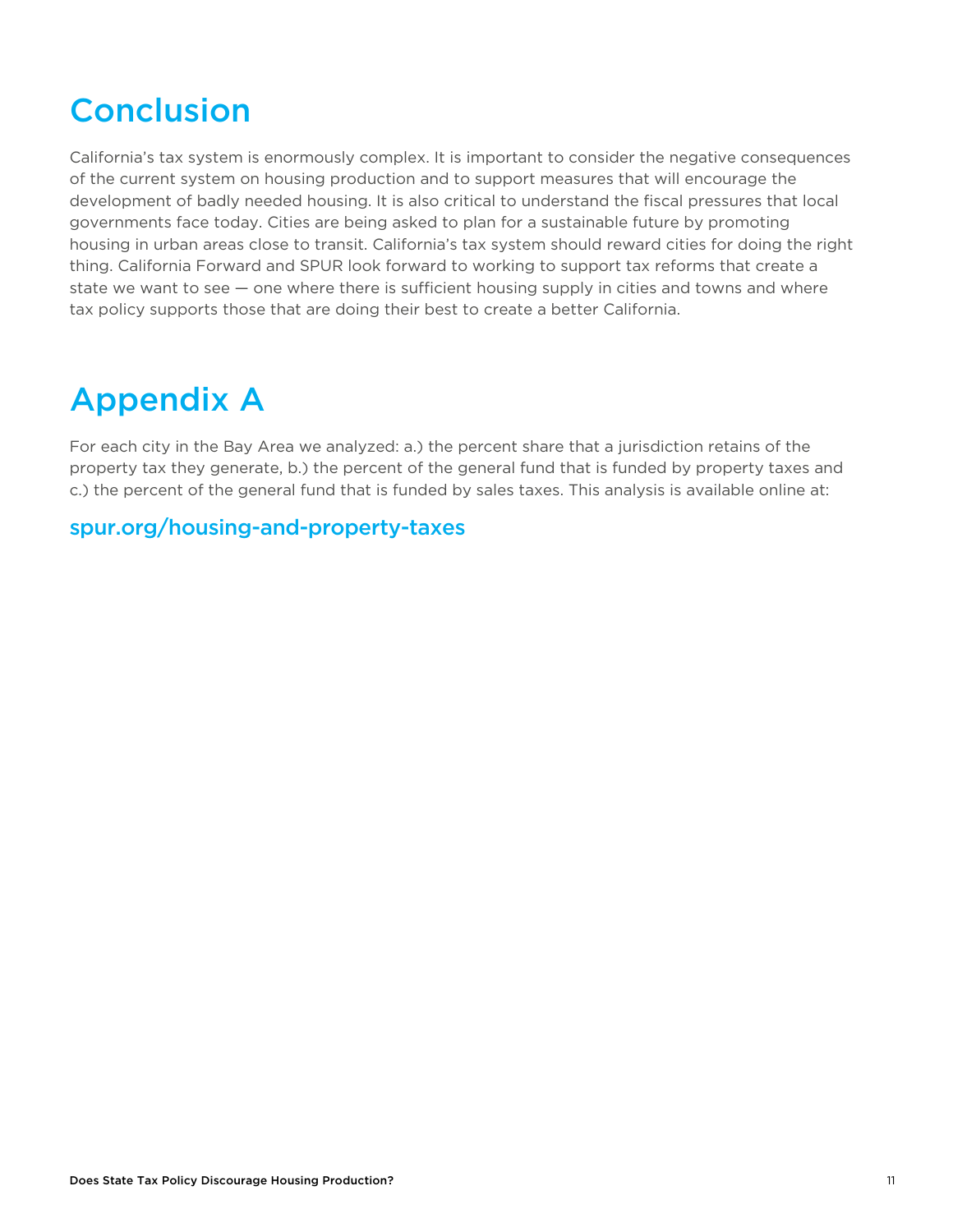# Conclusion

California's tax system is enormously complex. It is important to consider the negative consequences of the current system on housing production and to support measures that will encourage the development of badly needed housing. It is also critical to understand the fiscal pressures that local governments face today. Cities are being asked to plan for a sustainable future by promoting housing in urban areas close to transit. California's tax system should reward cities for doing the right thing. California Forward and SPUR look forward to working to support tax reforms that create a state we want to see — one where there is sufficient housing supply in cities and towns and where tax policy supports those that are doing their best to create a better California.

# Appendix A

For each city in the Bay Area we analyzed: a.) the percent share that a jurisdiction retains of the property tax they generate, b.) the percent of the general fund that is funded by property taxes and c.) the percent of the general fund that is funded by sales taxes. This analysis is available online at:

**spur.org/housing-and-property-taxes**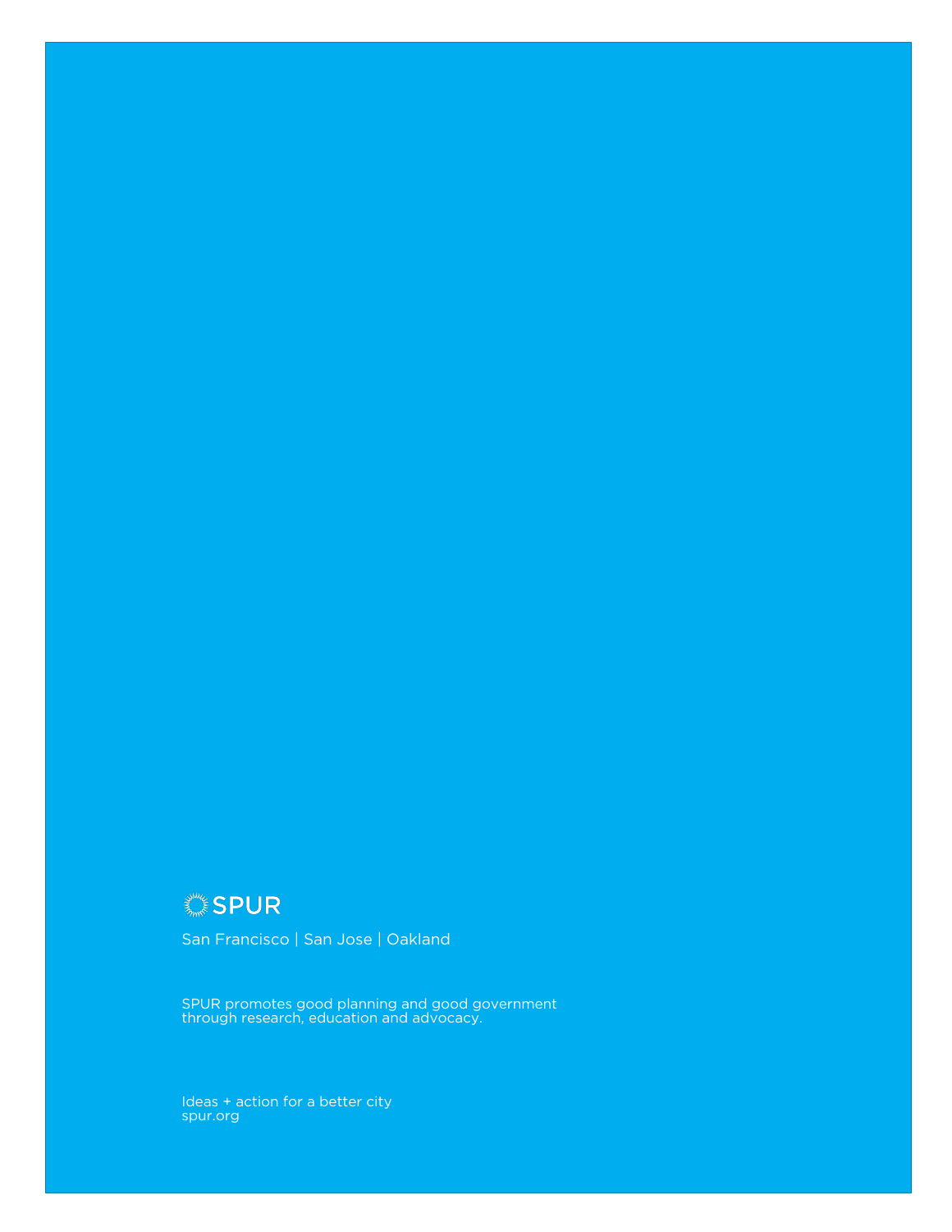SPUR

San Francisco | San Jose | Oakland

SPUR promotes good planning and good government through research, education and advocacy.

Ideas + action for a better city
spur.org